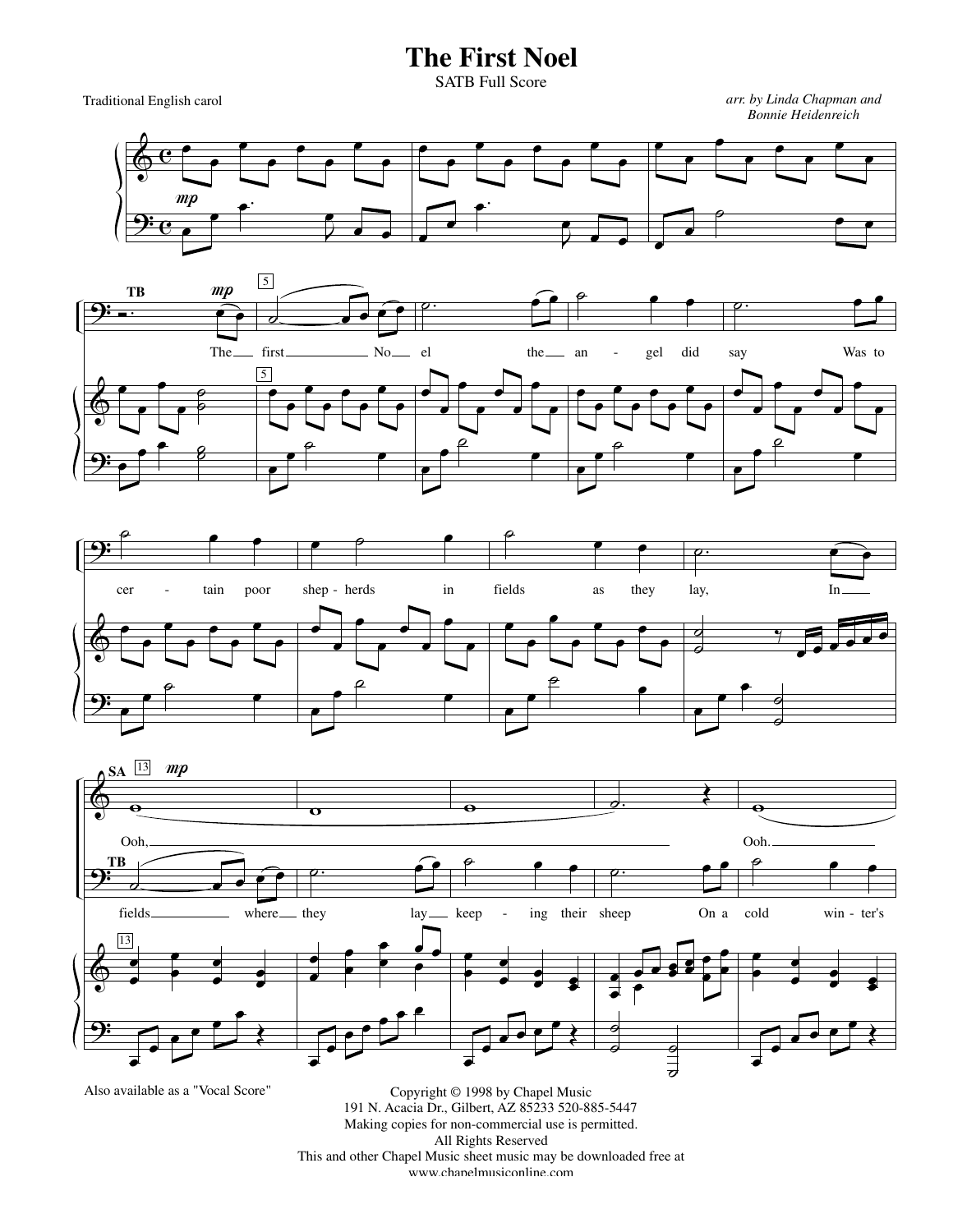# The First Noel

SATB Full Score

Traditional English carol

*arr. by Linda Chapman and Bonnie Heidenreich*

Also available as a "Vocal Score"

Copyright © 1998 by Chapel Music
191 N. Acacia Dr., Gilbert, AZ 85233 520-885-5447
Making copies for non-commercial use is permitted.
All Rights Reserved
This and other Chapel Music sheet music may be downloaded free at
www.chapelmusiconline.com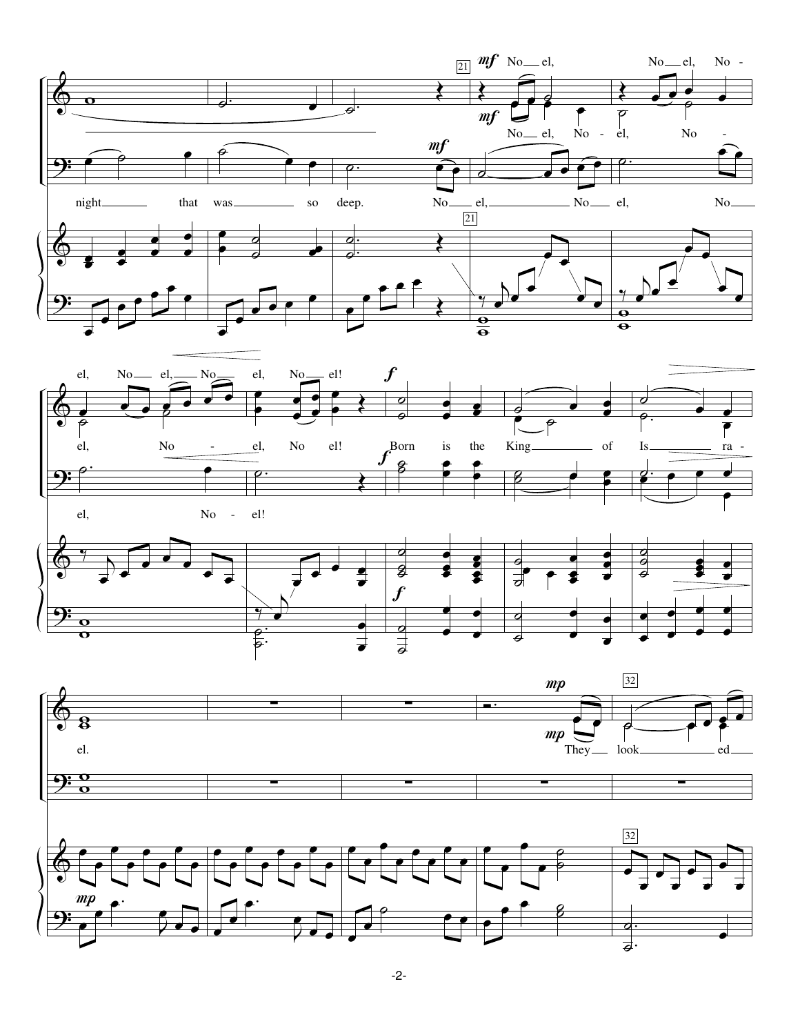night that was so deep. No el, No el, No el, No el, No el, No el, No el!

No el, No - el, No - el, No - el, No el!

el, No - el!

Born is the King of Is - ra - el.

They look - ed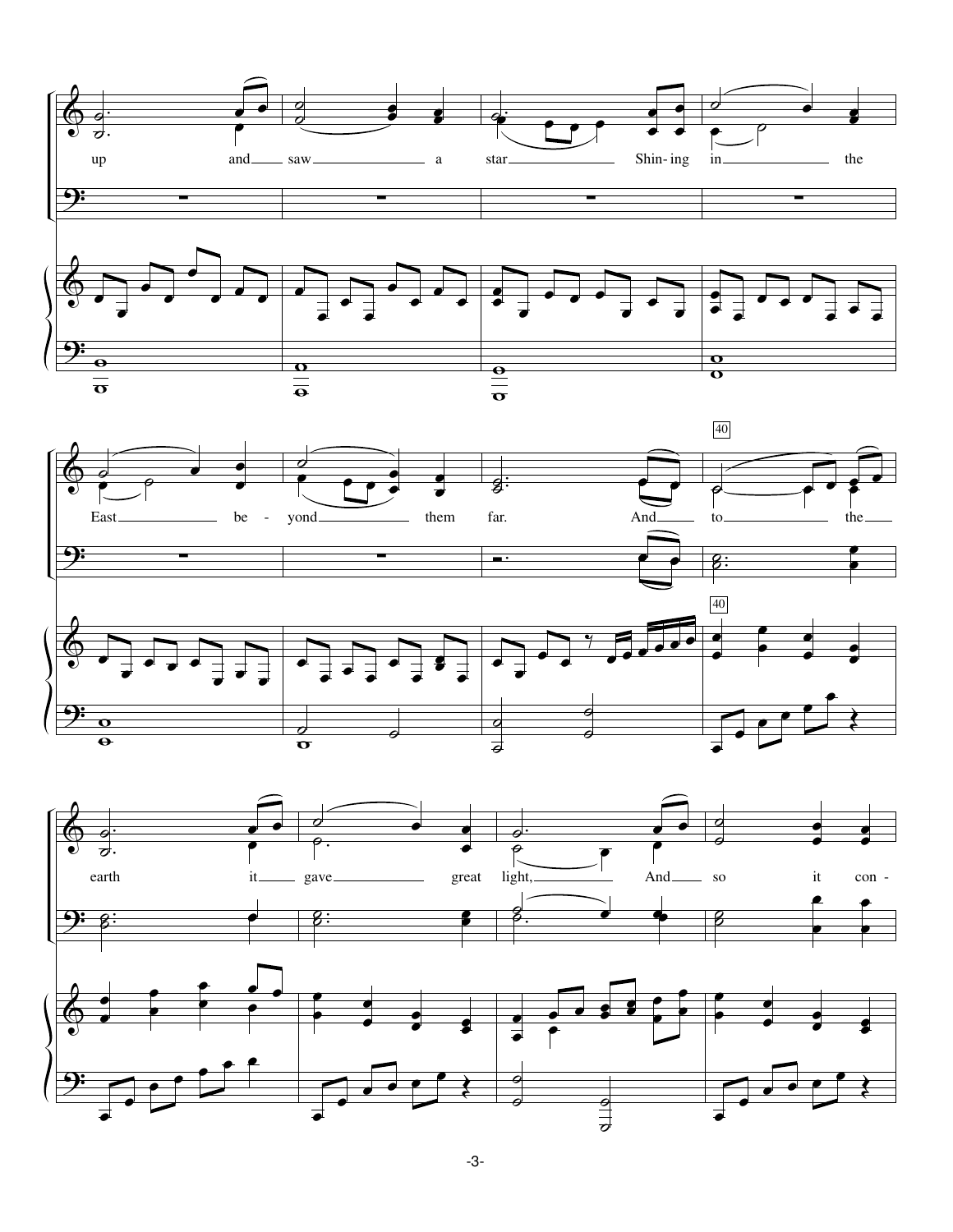up and saw a star Shin-ing in the

East be-yond them far. And to the

earth it gave great light, And so it con-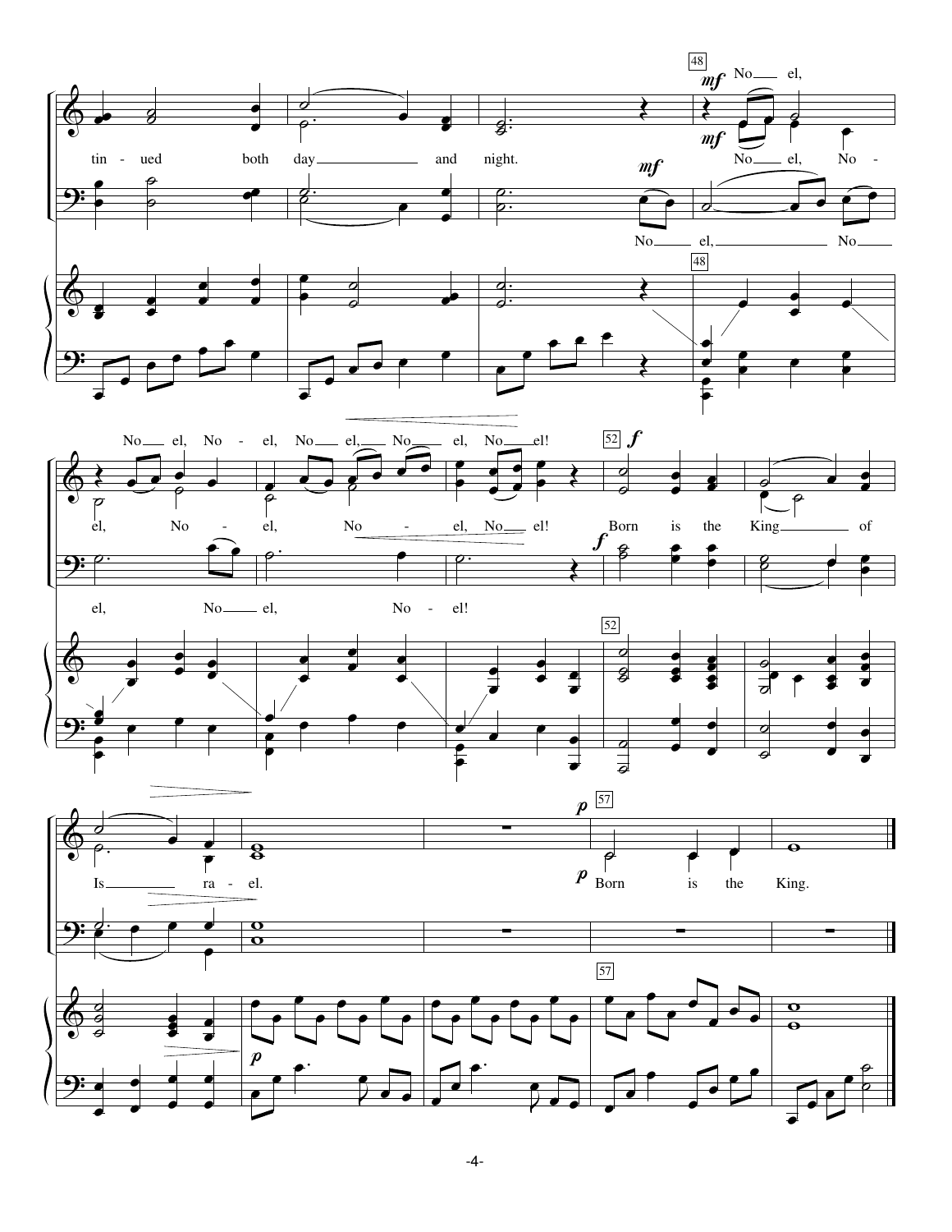tin - ued both day and night.

No el, No - el, No el, No - el, No el, No el!

Born is the King of Is ra - el.

Born is the King.

No el, No el, No - el, No el, No - el!